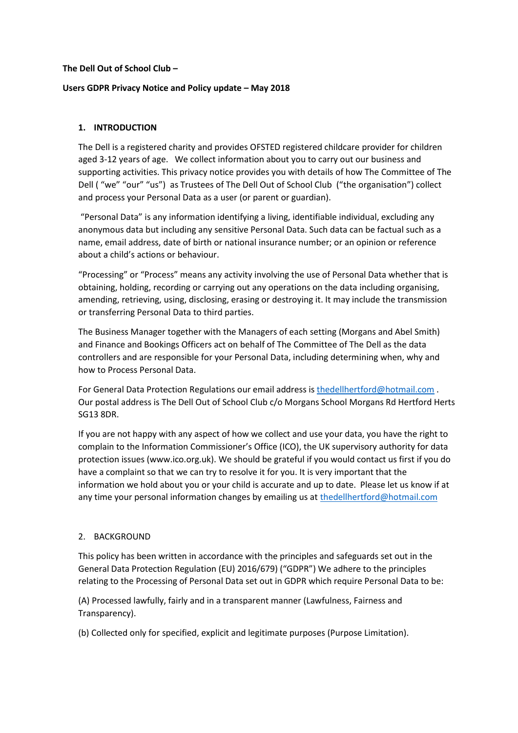**The Dell Out of School Club –**

**Users GDPR Privacy Notice and Policy update – May 2018**

## 1. INTRODUCTION

The Dell is a registered charity and provides OFSTED registered childcare provider for children aged 3-12 years of age. We collect information about you to carry out our business and supporting activities. This privacy notice provides you with details of how The Committee of The Dell ( "we" "our" "us") as Trustees of The Dell Out of School Club ("the organisation") collect and process your Personal Data as a user (or parent or guardian).

"Personal Data" is any information identifying a living, identifiable individual, excluding any anonymous data but including any sensitive Personal Data. Such data can be factual such as a name, email address, date of birth or national insurance number; or an opinion or reference about a child's actions or behaviour.

"Processing" or "Process" means any activity involving the use of Personal Data whether that is obtaining, holding, recording or carrying out any operations on the data including organising, amending, retrieving, using, disclosing, erasing or destroying it. It may include the transmission or transferring Personal Data to third parties.

The Business Manager together with the Managers of each setting (Morgans and Abel Smith) and Finance and Bookings Officers act on behalf of The Committee of The Dell as the data controllers and are responsible for your Personal Data, including determining when, why and how to Process Personal Data.

For General Data Protection Regulations our email address is thedellhertford@hotmail.com . Our postal address is The Dell Out of School Club c/o Morgans School Morgans Rd Hertford Herts SG13 8DR.

If you are not happy with any aspect of how we collect and use your data, you have the right to complain to the Information Commissioner's Office (ICO), the UK supervisory authority for data protection issues (www.ico.org.uk). We should be grateful if you would contact us first if you do have a complaint so that we can try to resolve it for you. It is very important that the information we hold about you or your child is accurate and up to date. Please let us know if at any time your personal information changes by emailing us at thedellhertford@hotmail.com

## 2. BACKGROUND

This policy has been written in accordance with the principles and safeguards set out in the General Data Protection Regulation (EU) 2016/679) ("GDPR") We adhere to the principles relating to the Processing of Personal Data set out in GDPR which require Personal Data to be:

(A) Processed lawfully, fairly and in a transparent manner (Lawfulness, Fairness and Transparency).

(b) Collected only for specified, explicit and legitimate purposes (Purpose Limitation).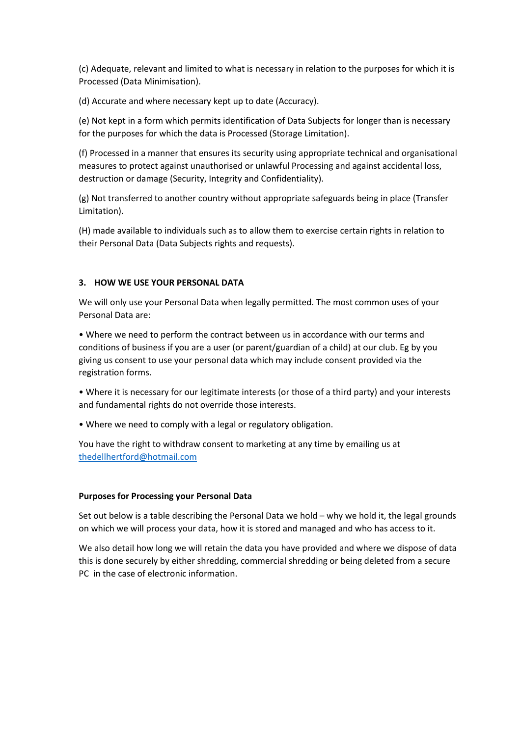(c) Adequate, relevant and limited to what is necessary in relation to the purposes for which it is Processed (Data Minimisation).

(d) Accurate and where necessary kept up to date (Accuracy).

(e) Not kept in a form which permits identification of Data Subjects for longer than is necessary for the purposes for which the data is Processed (Storage Limitation).

(f) Processed in a manner that ensures its security using appropriate technical and organisational measures to protect against unauthorised or unlawful Processing and against accidental loss, destruction or damage (Security, Integrity and Confidentiality).

(g) Not transferred to another country without appropriate safeguards being in place (Transfer Limitation).

(H) made available to individuals such as to allow them to exercise certain rights in relation to their Personal Data (Data Subjects rights and requests).

## 3. HOW WE USE YOUR PERSONAL DATA

We will only use your Personal Data when legally permitted. The most common uses of your Personal Data are:

• Where we need to perform the contract between us in accordance with our terms and conditions of business if you are a user (or parent/guardian of a child) at our club. Eg by you giving us consent to use your personal data which may include consent provided via the registration forms.

• Where it is necessary for our legitimate interests (or those of a third party) and your interests and fundamental rights do not override those interests.

• Where we need to comply with a legal or regulatory obligation.

You have the right to withdraw consent to marketing at any time by emailing us at thedellhertford@hotmail.com

### Purposes for Processing your Personal Data

Set out below is a table describing the Personal Data we hold – why we hold it, the legal grounds on which we will process your data, how it is stored and managed and who has access to it.

We also detail how long we will retain the data you have provided and where we dispose of data this is done securely by either shredding, commercial shredding or being deleted from a secure PC in the case of electronic information.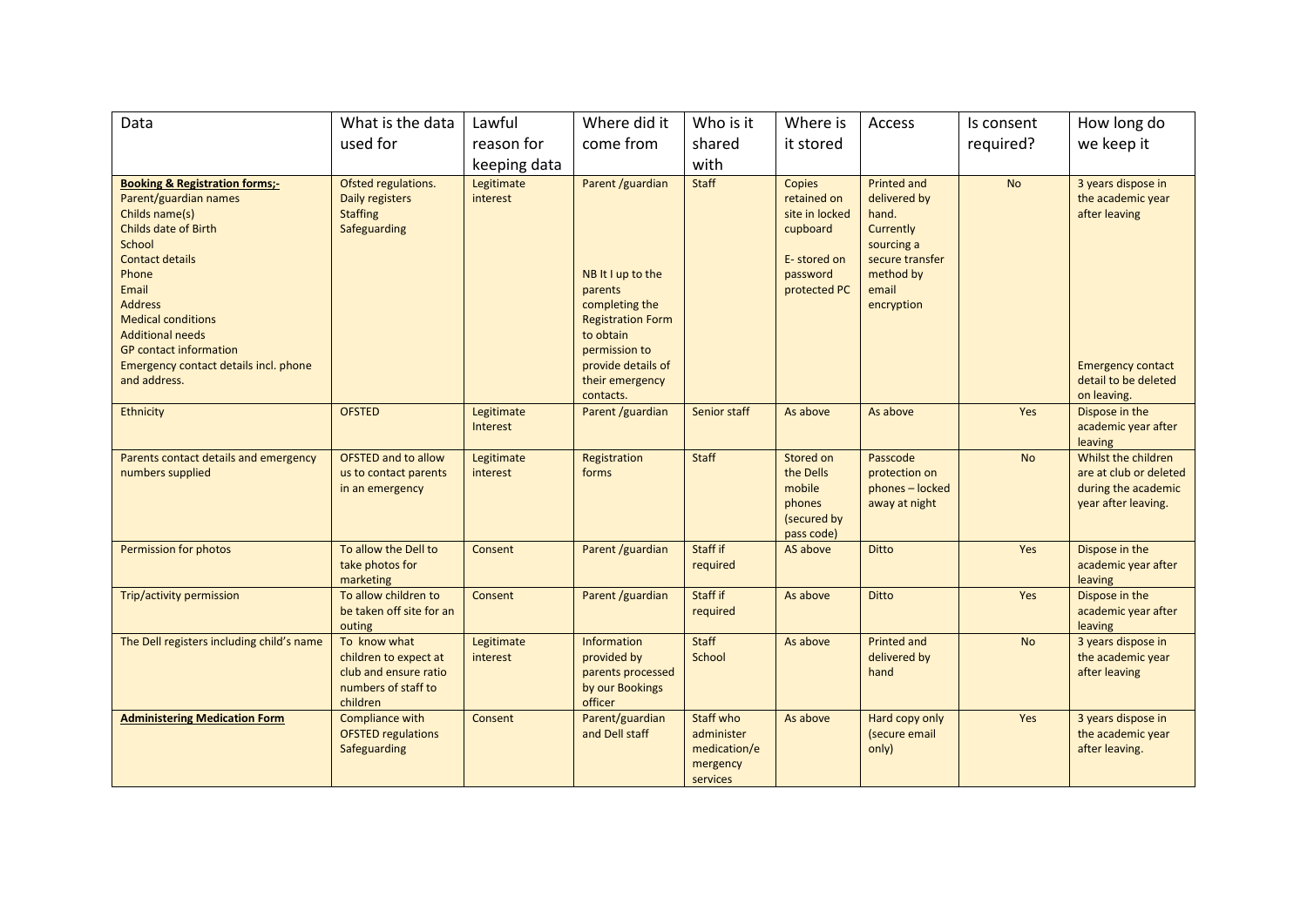| Data | What is the data used for | Lawful reason for keeping data | Where did it come from | Who is it shared with | Where is it stored | Access | Is consent required? | How long do we keep it |
|---|---|---|---|---|---|---|---|---|
| **Booking & Registration forms;-**<br>Parent/guardian names<br>Childs name(s)<br>Childs date of Birth<br>School<br>Contact details<br>Phone<br>Email<br>Address<br>Medical conditions<br>Additional needs<br>GP contact information<br>Emergency contact details incl. phone and address. | Ofsted regulations.<br>Daily registers<br>Staffing<br>Safeguarding | Legitimate interest | Parent /guardian<br><br>NB It I up to the parents completing the Registration Form to obtain permission to provide details of their emergency contacts. | Staff | Copies retained on site in locked cupboard<br><br>E- stored on password protected PC | Printed and delivered by hand. Currently sourcing a secure transfer method by email encryption | No | 3 years dispose in the academic year after leaving<br><br>Emergency contact detail to be deleted on leaving. |
| Ethnicity | OFSTED | Legitimate Interest | Parent /guardian | Senior staff | As above | As above | Yes | Dispose in the academic year after leaving |
| Parents contact details and emergency numbers supplied | OFSTED and to allow us to contact parents in an emergency | Legitimate interest | Registration forms | Staff | Stored on the Dells mobile phones (secured by pass code) | Passcode protection on phones – locked away at night | No | Whilst the children are at club or deleted during the academic year after leaving. |
| Permission for photos | To allow the Dell to take photos for marketing | Consent | Parent /guardian | Staff if required | AS above | Ditto | Yes | Dispose in the academic year after leaving |
| Trip/activity permission | To allow children to be taken off site for an outing | Consent | Parent /guardian | Staff if required | As above | Ditto | Yes | Dispose in the academic year after leaving |
| The Dell registers including child's name | To know what children to expect at club and ensure ratio numbers of staff to children | Legitimate interest | Information provided by parents processed by our Bookings officer | Staff<br>School | As above | Printed and delivered by hand | No | 3 years dispose in the academic year after leaving |
| **Administering Medication Form** | Compliance with OFSTED regulations<br>Safeguarding | Consent | Parent/guardian and Dell staff | Staff who administer medication/emergency services | As above | Hard copy only (secure email only) | Yes | 3 years dispose in the academic year after leaving. |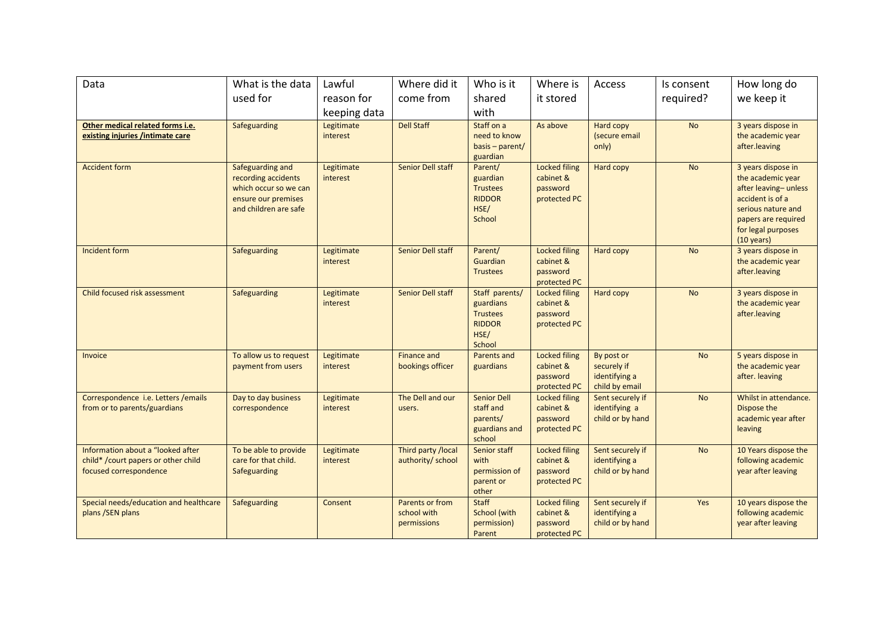| Data | What is the data used for | Lawful reason for keeping data | Where did it come from | Who is it shared with | Where is it stored | Access | Is consent required? | How long do we keep it |
|---|---|---|---|---|---|---|---|---|
| **Other medical related forms i.e. existing injuries /intimate care** | Safeguarding | Legitimate interest | Dell Staff | Staff on a need to know basis – parent/ guardian | As above | Hard copy (secure email only) | No | 3 years dispose in the academic year after.leaving |
| Accident form | Safeguarding and recording accidents which occur so we can ensure our premises and children are safe | Legitimate interest | Senior Dell staff | Parent/ guardian Trustees RIDDOR HSE/ School | Locked filing cabinet & password protected PC | Hard copy | No | 3 years dispose in the academic year after leaving– unless accident is of a serious nature and papers are required for legal purposes (10 years) |
| Incident form | Safeguarding | Legitimate interest | Senior Dell staff | Parent/ Guardian Trustees | Locked filing cabinet & password protected PC | Hard copy | No | 3 years dispose in the academic year after.leaving |
| Child focused risk assessment | Safeguarding | Legitimate interest | Senior Dell staff | Staff parents/ guardians Trustees RIDDOR HSE/ School | Locked filing cabinet & password protected PC | Hard copy | No | 3 years dispose in the academic year after.leaving |
| Invoice | To allow us to request payment from users | Legitimate interest | Finance and bookings officer | Parents and guardians | Locked filing cabinet & password protected PC | By post or securely if identifying a child by email | No | 5 years dispose in the academic year after. leaving |
| Correspondence i.e. Letters /emails from or to parents/guardians | Day to day business correspondence | Legitimate interest | The Dell and our users. | Senior Dell staff and parents/ guardians and school | Locked filing cabinet & password protected PC | Sent securely if identifying a child or by hand | No | Whilst in attendance. Dispose the academic year after leaving |
| Information about a "looked after child* /court papers or other child focused correspondence | To be able to provide care for that child. Safeguarding | Legitimate interest | Third party /local authority/ school | Senior staff with permission of parent or other | Locked filing cabinet & password protected PC | Sent securely if identifying a child or by hand | No | 10 Years dispose the following academic year after leaving |
| Special needs/education and healthcare plans /SEN plans | Safeguarding | Consent | Parents or from school with permissions | Staff School (with permission) Parent | Locked filing cabinet & password protected PC | Sent securely if identifying a child or by hand | Yes | 10 years dispose the following academic year after leaving |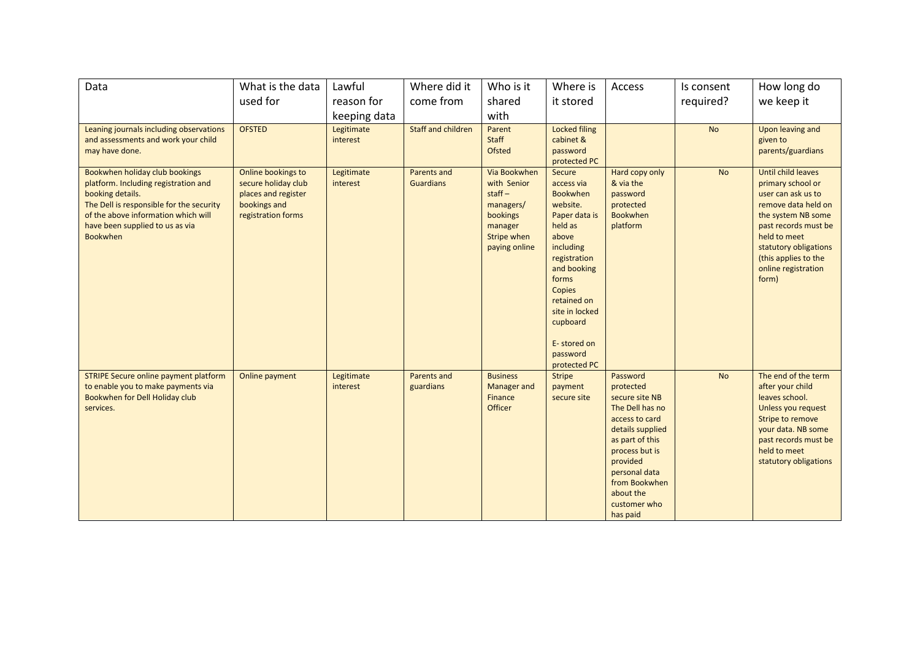| Data | What is the data used for | Lawful reason for keeping data | Where did it come from | Who is it shared with | Where is it stored | Access | Is consent required? | How long do we keep it |
|---|---|---|---|---|---|---|---|---|
| Leaning journals including observations and assessments and work your child may have done. | OFSTED | Legitimate interest | Staff and children | Parent Staff Ofsted | Locked filing cabinet & password protected PC | | No | Upon leaving and given to parents/guardians |
| Bookwhen holiday club bookings platform. Including registration and booking details. The Dell is responsible for the security of the above information which will have been supplied to us as via Bookwhen | Online bookings to secure holiday club places and register bookings and registration forms | Legitimate interest | Parents and Guardians | Via Bookwhen with Senior staff – managers/ bookings manager Stripe when paying online | Secure access via Bookwhen website. Paper data is held as above including registration and booking forms Copies retained on site in locked cupboard E- stored on password protected PC | Hard copy only & via the password protected Bookwhen platform | No | Until child leaves primary school or user can ask us to remove data held on the system NB some past records must be held to meet statutory obligations (this applies to the online registration form) |
| STRIPE Secure online payment platform to enable you to make payments via Bookwhen for Dell Holiday club services. | Online payment | Legitimate interest | Parents and guardians | Business Manager and Finance Officer | Stripe payment secure site | Password protected secure site NB The Dell has no access to card details supplied as part of this process but is provided personal data from Bookwhen about the customer who has paid | No | The end of the term after your child leaves school. Unless you request Stripe to remove your data. NB some past records must be held to meet statutory obligations |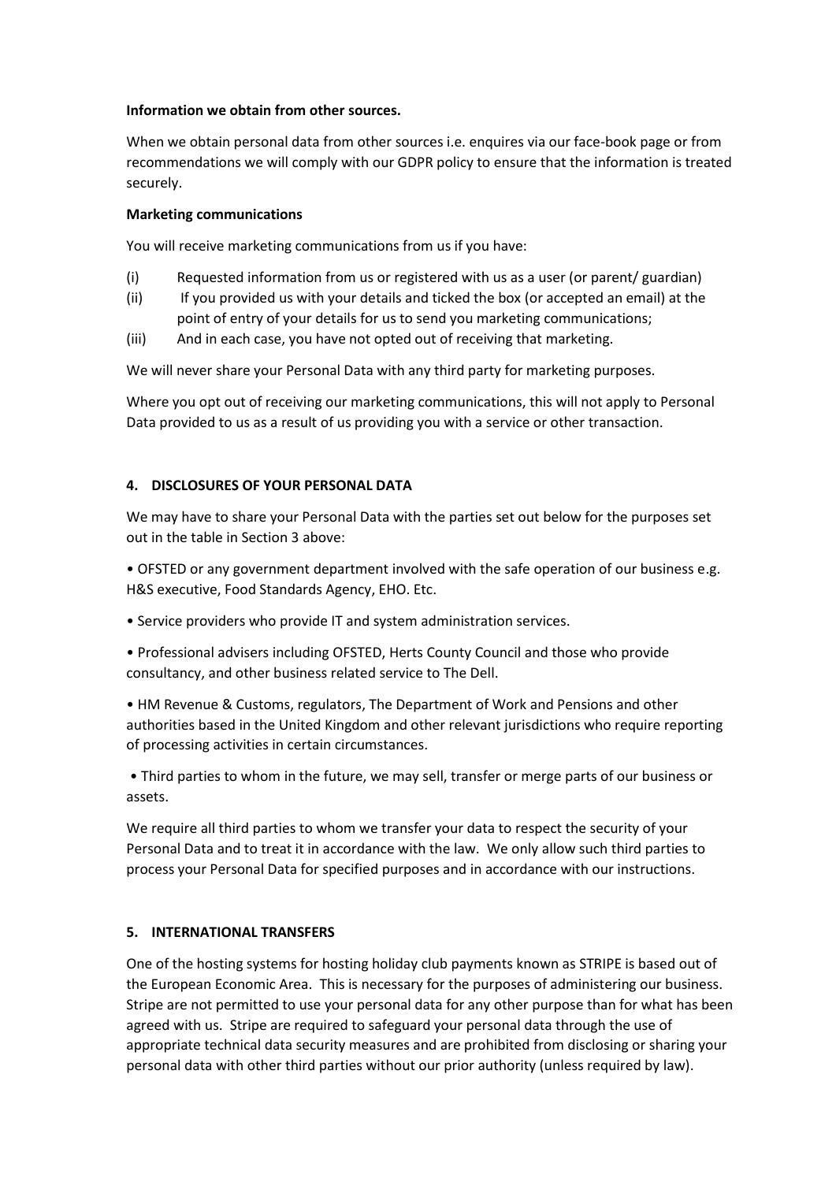**Information we obtain from other sources.**

When we obtain personal data from other sources i.e. enquires via our face-book page or from recommendations we will comply with our GDPR policy to ensure that the information is treated securely.

**Marketing communications**

You will receive marketing communications from us if you have:

(i) Requested information from us or registered with us as a user (or parent/ guardian)

(ii) If you provided us with your details and ticked the box (or accepted an email) at the point of entry of your details for us to send you marketing communications;

(iii) And in each case, you have not opted out of receiving that marketing.

We will never share your Personal Data with any third party for marketing purposes.

Where you opt out of receiving our marketing communications, this will not apply to Personal Data provided to us as a result of us providing you with a service or other transaction.

## 4. DISCLOSURES OF YOUR PERSONAL DATA

We may have to share your Personal Data with the parties set out below for the purposes set out in the table in Section 3 above:

• OFSTED or any government department involved with the safe operation of our business e.g. H&S executive, Food Standards Agency, EHO. Etc.

• Service providers who provide IT and system administration services.

• Professional advisers including OFSTED, Herts County Council and those who provide consultancy, and other business related service to The Dell.

• HM Revenue & Customs, regulators, The Department of Work and Pensions and other authorities based in the United Kingdom and other relevant jurisdictions who require reporting of processing activities in certain circumstances.

• Third parties to whom in the future, we may sell, transfer or merge parts of our business or assets.

We require all third parties to whom we transfer your data to respect the security of your Personal Data and to treat it in accordance with the law. We only allow such third parties to process your Personal Data for specified purposes and in accordance with our instructions.

## 5. INTERNATIONAL TRANSFERS

One of the hosting systems for hosting holiday club payments known as STRIPE is based out of the European Economic Area. This is necessary for the purposes of administering our business. Stripe are not permitted to use your personal data for any other purpose than for what has been agreed with us. Stripe are required to safeguard your personal data through the use of appropriate technical data security measures and are prohibited from disclosing or sharing your personal data with other third parties without our prior authority (unless required by law).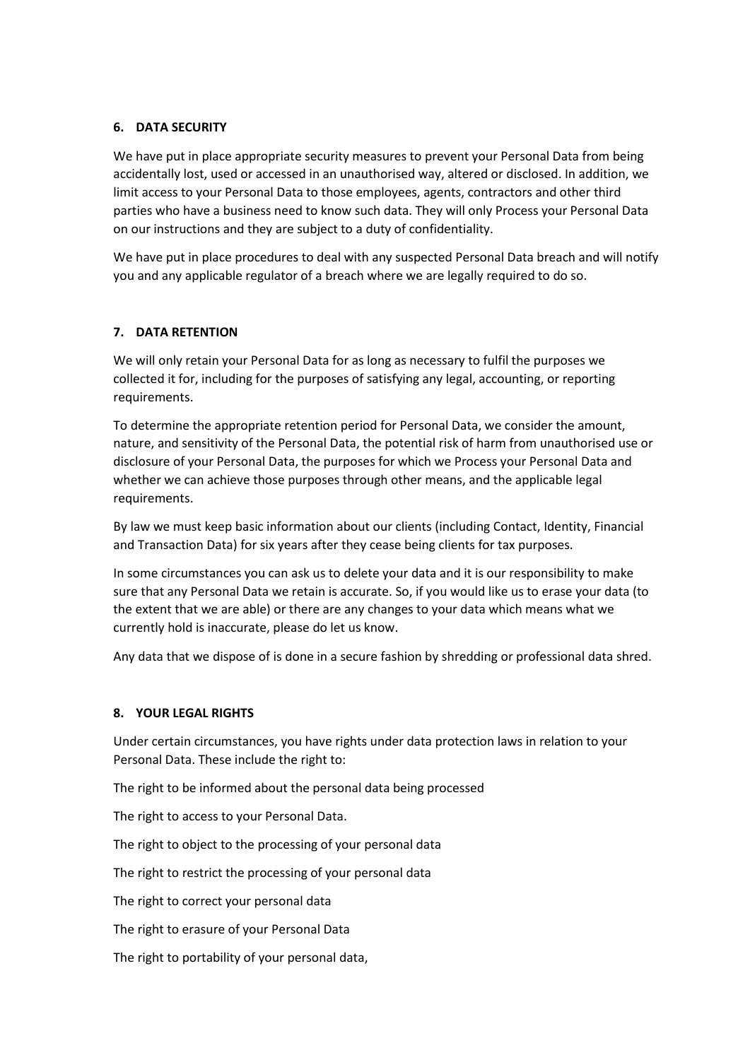## 6. DATA SECURITY

We have put in place appropriate security measures to prevent your Personal Data from being accidentally lost, used or accessed in an unauthorised way, altered or disclosed. In addition, we limit access to your Personal Data to those employees, agents, contractors and other third parties who have a business need to know such data. They will only Process your Personal Data on our instructions and they are subject to a duty of confidentiality.

We have put in place procedures to deal with any suspected Personal Data breach and will notify you and any applicable regulator of a breach where we are legally required to do so.

## 7. DATA RETENTION

We will only retain your Personal Data for as long as necessary to fulfil the purposes we collected it for, including for the purposes of satisfying any legal, accounting, or reporting requirements.

To determine the appropriate retention period for Personal Data, we consider the amount, nature, and sensitivity of the Personal Data, the potential risk of harm from unauthorised use or disclosure of your Personal Data, the purposes for which we Process your Personal Data and whether we can achieve those purposes through other means, and the applicable legal requirements.

By law we must keep basic information about our clients (including Contact, Identity, Financial and Transaction Data) for six years after they cease being clients for tax purposes.

In some circumstances you can ask us to delete your data and it is our responsibility to make sure that any Personal Data we retain is accurate. So, if you would like us to erase your data (to the extent that we are able) or there are any changes to your data which means what we currently hold is inaccurate, please do let us know.

Any data that we dispose of is done in a secure fashion by shredding or professional data shred.

## 8. YOUR LEGAL RIGHTS

Under certain circumstances, you have rights under data protection laws in relation to your Personal Data. These include the right to:

The right to be informed about the personal data being processed

The right to access to your Personal Data.

The right to object to the processing of your personal data

The right to restrict the processing of your personal data

The right to correct your personal data

The right to erasure of your Personal Data

The right to portability of your personal data,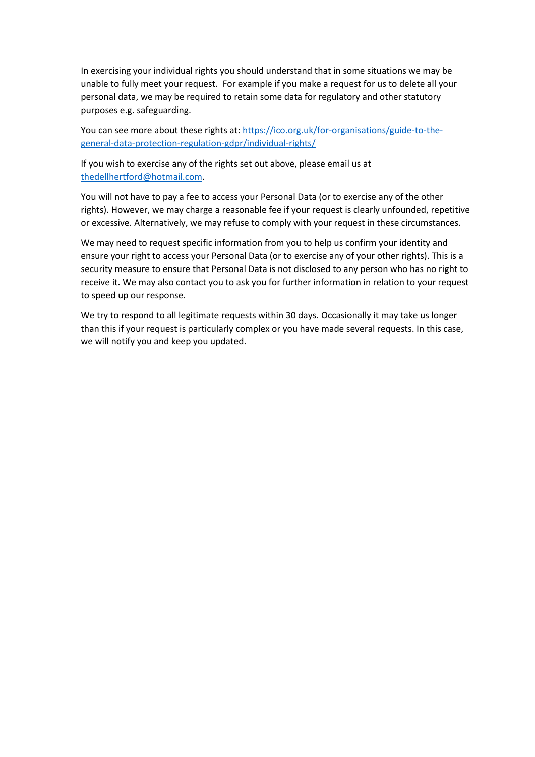In exercising your individual rights you should understand that in some situations we may be unable to fully meet your request. For example if you make a request for us to delete all your personal data, we may be required to retain some data for regulatory and other statutory purposes e.g. safeguarding.

You can see more about these rights at: [https://ico.org.uk/for-organisations/guide-to-the-general-data-protection-regulation-gdpr/individual-rights/](https://ico.org.uk/for-organisations/guide-to-the-general-data-protection-regulation-gdpr/individual-rights/)

If you wish to exercise any of the rights set out above, please email us at [thedellhertford@hotmail.com](mailto:thedellhertford@hotmail.com).

You will not have to pay a fee to access your Personal Data (or to exercise any of the other rights). However, we may charge a reasonable fee if your request is clearly unfounded, repetitive or excessive. Alternatively, we may refuse to comply with your request in these circumstances.

We may need to request specific information from you to help us confirm your identity and ensure your right to access your Personal Data (or to exercise any of your other rights). This is a security measure to ensure that Personal Data is not disclosed to any person who has no right to receive it. We may also contact you to ask you for further information in relation to your request to speed up our response.

We try to respond to all legitimate requests within 30 days. Occasionally it may take us longer than this if your request is particularly complex or you have made several requests. In this case, we will notify you and keep you updated.